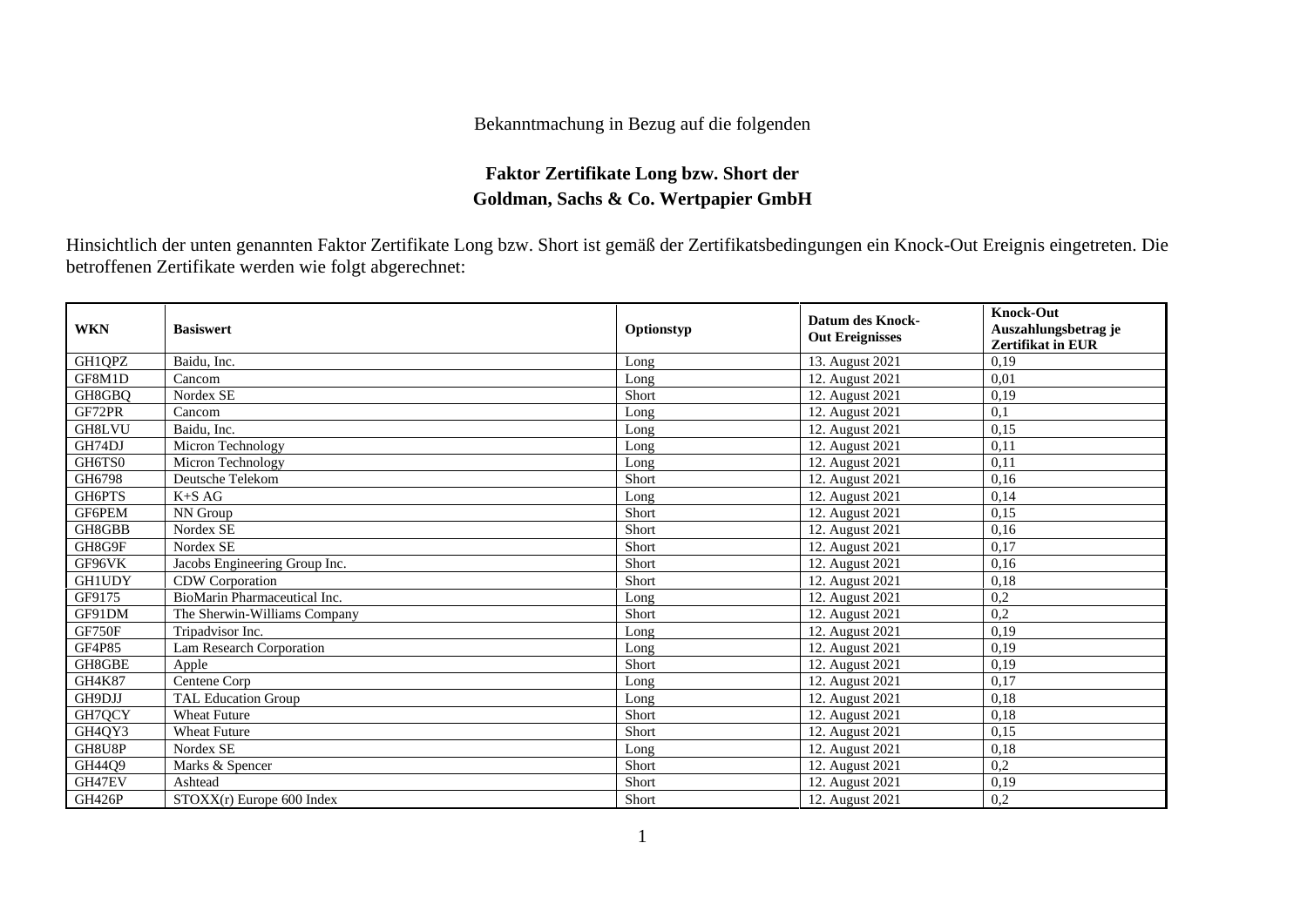Bekanntmachung in Bezug auf die folgenden

**Faktor Zertifikate Long bzw. Short der**
**Goldman, Sachs & Co. Wertpapier GmbH**

Hinsichtlich der unten genannten Faktor Zertifikate Long bzw. Short ist gemäß der Zertifikatsbedingungen ein Knock-Out Ereignis eingetreten. Die betroffenen Zertifikate werden wie folgt abgerechnet:

| WKN | Basiswert | Optionstyp | Datum des Knock-Out Ereignisses | Knock-Out Auszahlungsbetrag je Zertifikat in EUR |
|---|---|---|---|---|
| GH1QPZ | Baidu, Inc. | Long | 13. August 2021 | 0,19 |
| GF8M1D | Cancom | Long | 12. August 2021 | 0,01 |
| GH8GBQ | Nordex SE | Short | 12. August 2021 | 0,19 |
| GF72PR | Cancom | Long | 12. August 2021 | 0,1 |
| GH8LVU | Baidu, Inc. | Long | 12. August 2021 | 0,15 |
| GH74DJ | Micron Technology | Long | 12. August 2021 | 0,11 |
| GH6TS0 | Micron Technology | Long | 12. August 2021 | 0,11 |
| GH6798 | Deutsche Telekom | Short | 12. August 2021 | 0,16 |
| GH6PTS | K+S AG | Long | 12. August 2021 | 0,14 |
| GF6PEM | NN Group | Short | 12. August 2021 | 0,15 |
| GH8GBB | Nordex SE | Short | 12. August 2021 | 0,16 |
| GH8G9F | Nordex SE | Short | 12. August 2021 | 0,17 |
| GF96VK | Jacobs Engineering Group Inc. | Short | 12. August 2021 | 0,16 |
| GH1UDY | CDW Corporation | Short | 12. August 2021 | 0,18 |
| GF9175 | BioMarin Pharmaceutical Inc. | Long | 12. August 2021 | 0,2 |
| GF91DM | The Sherwin-Williams Company | Short | 12. August 2021 | 0,2 |
| GF750F | Tripadvisor Inc. | Long | 12. August 2021 | 0,19 |
| GF4P85 | Lam Research Corporation | Long | 12. August 2021 | 0,19 |
| GH8GBE | Apple | Short | 12. August 2021 | 0,19 |
| GH4K87 | Centene Corp | Long | 12. August 2021 | 0,17 |
| GH9DJJ | TAL Education Group | Long | 12. August 2021 | 0,18 |
| GH7QCY | Wheat Future | Short | 12. August 2021 | 0,18 |
| GH4QY3 | Wheat Future | Short | 12. August 2021 | 0,15 |
| GH8U8P | Nordex SE | Long | 12. August 2021 | 0,18 |
| GH44Q9 | Marks & Spencer | Short | 12. August 2021 | 0,2 |
| GH47EV | Ashtead | Short | 12. August 2021 | 0,19 |
| GH426P | STOXX(r) Europe 600 Index | Short | 12. August 2021 | 0,2 |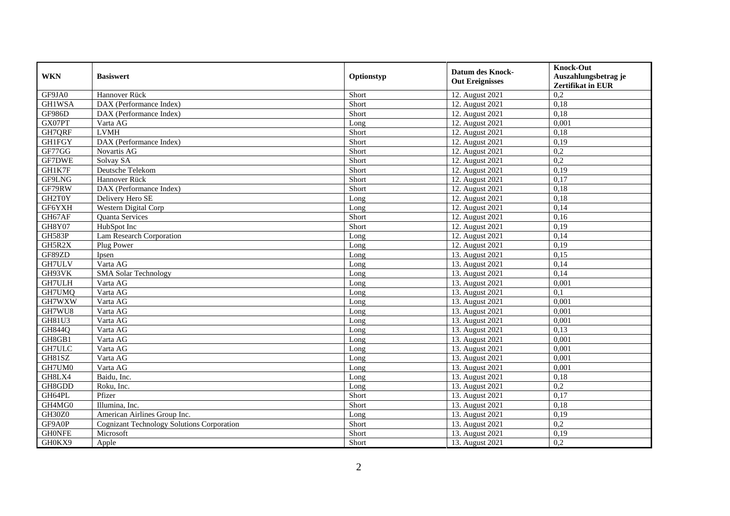| WKN | Basiswert | Optionstyp | Datum des Knock-Out Ereignisses | Knock-Out Auszahlungsbetrag je Zertifikat in EUR |
|---|---|---|---|---|
| GF9JA0 | Hannover Rück | Short | 12. August 2021 | 0,2 |
| GH1WSA | DAX (Performance Index) | Short | 12. August 2021 | 0,18 |
| GF986D | DAX (Performance Index) | Short | 12. August 2021 | 0,18 |
| GX07PT | Varta AG | Long | 12. August 2021 | 0,001 |
| GH7QRF | LVMH | Short | 12. August 2021 | 0,18 |
| GH1FGY | DAX (Performance Index) | Short | 12. August 2021 | 0,19 |
| GF77GG | Novartis AG | Short | 12. August 2021 | 0,2 |
| GF7DWE | Solvay SA | Short | 12. August 2021 | 0,2 |
| GH1K7F | Deutsche Telekom | Short | 12. August 2021 | 0,19 |
| GF9LNG | Hannover Rück | Short | 12. August 2021 | 0,17 |
| GF79RW | DAX (Performance Index) | Short | 12. August 2021 | 0,18 |
| GH2T0Y | Delivery Hero SE | Long | 12. August 2021 | 0,18 |
| GF6YXH | Western Digital Corp | Long | 12. August 2021 | 0,14 |
| GH67AF | Quanta Services | Short | 12. August 2021 | 0,16 |
| GH8Y07 | HubSpot Inc | Short | 12. August 2021 | 0,19 |
| GH583P | Lam Research Corporation | Long | 12. August 2021 | 0,14 |
| GH5R2X | Plug Power | Long | 12. August 2021 | 0,19 |
| GF89ZD | Ipsen | Long | 13. August 2021 | 0,15 |
| GH7ULV | Varta AG | Long | 13. August 2021 | 0,14 |
| GH93VK | SMA Solar Technology | Long | 13. August 2021 | 0,14 |
| GH7ULH | Varta AG | Long | 13. August 2021 | 0,001 |
| GH7UMQ | Varta AG | Long | 13. August 2021 | 0,1 |
| GH7WXW | Varta AG | Long | 13. August 2021 | 0,001 |
| GH7WU8 | Varta AG | Long | 13. August 2021 | 0,001 |
| GH81U3 | Varta AG | Long | 13. August 2021 | 0,001 |
| GH844Q | Varta AG | Long | 13. August 2021 | 0,13 |
| GH8GB1 | Varta AG | Long | 13. August 2021 | 0,001 |
| GH7ULC | Varta AG | Long | 13. August 2021 | 0,001 |
| GH81SZ | Varta AG | Long | 13. August 2021 | 0,001 |
| GH7UM0 | Varta AG | Long | 13. August 2021 | 0,001 |
| GH8LX4 | Baidu, Inc. | Long | 13. August 2021 | 0,18 |
| GH8GDD | Roku, Inc. | Long | 13. August 2021 | 0,2 |
| GH64PL | Pfizer | Short | 13. August 2021 | 0,17 |
| GH4MG0 | Illumina, Inc. | Short | 13. August 2021 | 0,18 |
| GH30Z0 | American Airlines Group Inc. | Long | 13. August 2021 | 0,19 |
| GF9A0P | Cognizant Technology Solutions Corporation | Short | 13. August 2021 | 0,2 |
| GH0NFE | Microsoft | Short | 13. August 2021 | 0,19 |
| GH0KX9 | Apple | Short | 13. August 2021 | 0,2 |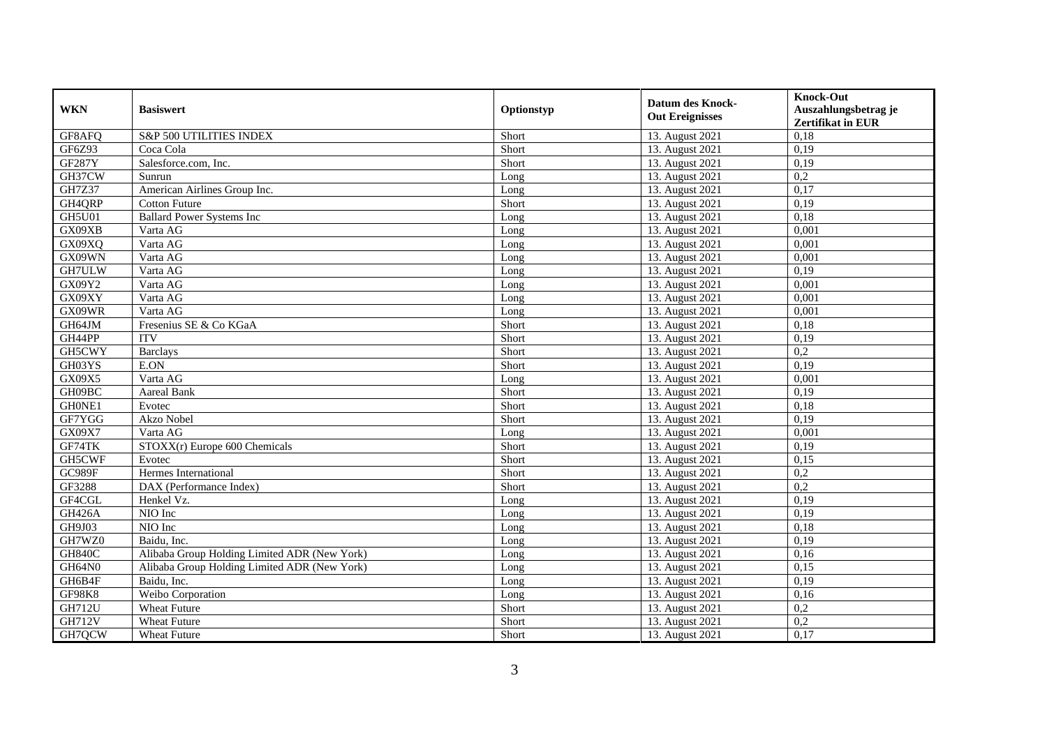| WKN | Basiswert | Optionstyp | Datum des Knock-Out Ereignisses | Knock-Out Auszahlungsbetrag je Zertifikat in EUR |
|---|---|---|---|---|
| GF8AFQ | S&P 500 UTILITIES INDEX | Short | 13. August 2021 | 0,18 |
| GF6Z93 | Coca Cola | Short | 13. August 2021 | 0,19 |
| GF287Y | Salesforce.com, Inc. | Short | 13. August 2021 | 0,19 |
| GH37CW | Sunrun | Long | 13. August 2021 | 0,2 |
| GH7Z37 | American Airlines Group Inc. | Long | 13. August 2021 | 0,17 |
| GH4QRP | Cotton Future | Short | 13. August 2021 | 0,19 |
| GH5U01 | Ballard Power Systems Inc | Long | 13. August 2021 | 0,18 |
| GX09XB | Varta AG | Long | 13. August 2021 | 0,001 |
| GX09XQ | Varta AG | Long | 13. August 2021 | 0,001 |
| GX09WN | Varta AG | Long | 13. August 2021 | 0,001 |
| GH7ULW | Varta AG | Long | 13. August 2021 | 0,19 |
| GX09Y2 | Varta AG | Long | 13. August 2021 | 0,001 |
| GX09XY | Varta AG | Long | 13. August 2021 | 0,001 |
| GX09WR | Varta AG | Long | 13. August 2021 | 0,001 |
| GH64JM | Fresenius SE & Co KGaA | Short | 13. August 2021 | 0,18 |
| GH44PP | ITV | Short | 13. August 2021 | 0,19 |
| GH5CWY | Barclays | Short | 13. August 2021 | 0,2 |
| GH03YS | E.ON | Short | 13. August 2021 | 0,19 |
| GX09X5 | Varta AG | Long | 13. August 2021 | 0,001 |
| GH09BC | Aareal Bank | Short | 13. August 2021 | 0,19 |
| GH0NE1 | Evotec | Short | 13. August 2021 | 0,18 |
| GF7YGG | Akzo Nobel | Short | 13. August 2021 | 0,19 |
| GX09X7 | Varta AG | Long | 13. August 2021 | 0,001 |
| GF74TK | STOXX(r) Europe 600 Chemicals | Short | 13. August 2021 | 0,19 |
| GH5CWF | Evotec | Short | 13. August 2021 | 0,15 |
| GC989F | Hermes International | Short | 13. August 2021 | 0,2 |
| GF3288 | DAX (Performance Index) | Short | 13. August 2021 | 0,2 |
| GF4CGL | Henkel Vz. | Long | 13. August 2021 | 0,19 |
| GH426A | NIO Inc | Long | 13. August 2021 | 0,19 |
| GH9J03 | NIO Inc | Long | 13. August 2021 | 0,18 |
| GH7WZ0 | Baidu, Inc. | Long | 13. August 2021 | 0,19 |
| GH840C | Alibaba Group Holding Limited ADR (New York) | Long | 13. August 2021 | 0,16 |
| GH64N0 | Alibaba Group Holding Limited ADR (New York) | Long | 13. August 2021 | 0,15 |
| GH6B4F | Baidu, Inc. | Long | 13. August 2021 | 0,19 |
| GF98K8 | Weibo Corporation | Long | 13. August 2021 | 0,16 |
| GH712U | Wheat Future | Short | 13. August 2021 | 0,2 |
| GH712V | Wheat Future | Short | 13. August 2021 | 0,2 |
| GH7QCW | Wheat Future | Short | 13. August 2021 | 0,17 |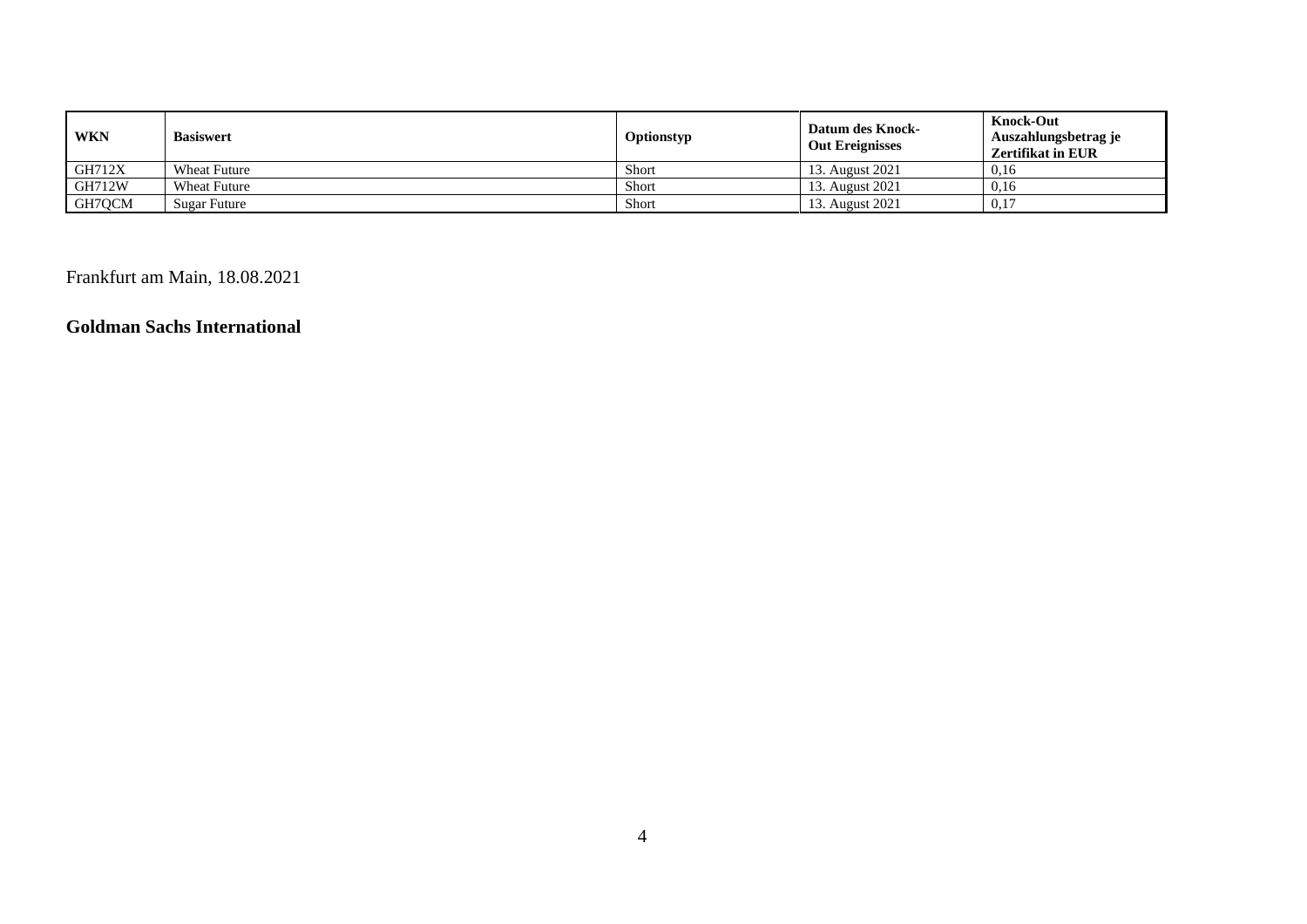| WKN | Basiswert | Optionstyp | Datum des Knock-Out Ereignisses | Knock-Out Auszahlungsbetrag je Zertifikat in EUR |
|---|---|---|---|---|
| GH712X | Wheat Future | Short | 13. August 2021 | 0,16 |
| GH712W | Wheat Future | Short | 13. August 2021 | 0,16 |
| GH7QCM | Sugar Future | Short | 13. August 2021 | 0,17 |

Frankfurt am Main, 18.08.2021

**Goldman Sachs International**